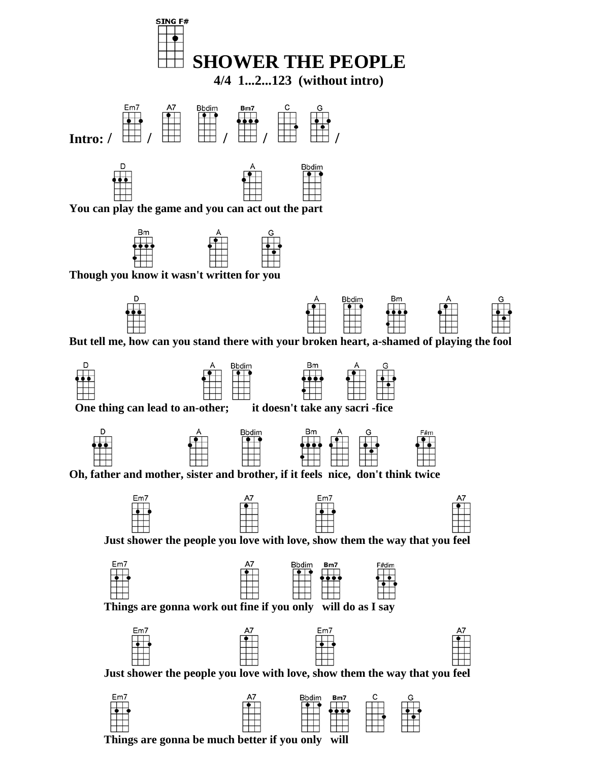SING F#

# SHOWER THE PEOPLE

**4/4 1...2...123 (without intro)**

**Intro: /** Em7 **/** A7 Bbdim **/** Bm7 **/** C G **/**

D A Bbdim
**You can play the game and you can act out the part**

Bm A G
**Though you know it wasn't written for you**

D A Bbdim Bm A G
**But tell me, how can you stand there with your broken heart, a-shamed of playing the fool**

D A Bbdim Bm A G
**One thing can lead to an-other; it doesn't take any sacri -fice**

D A Bbdim Bm A G F#m
**Oh, father and mother, sister and brother, if it feels nice, don't think twice**

Em7 A7 Em7 A7
**Just shower the people you love with love, show them the way that you feel**

Em7 A7 Bbdim Bm7 F#dim
**Things are gonna work out fine if you only will do as I say**

Em7 A7 Em7 A7
**Just shower the people you love with love, show them the way that you feel**

Em7 A7 Bbdim Bm7 C G
**Things are gonna be much better if you only will**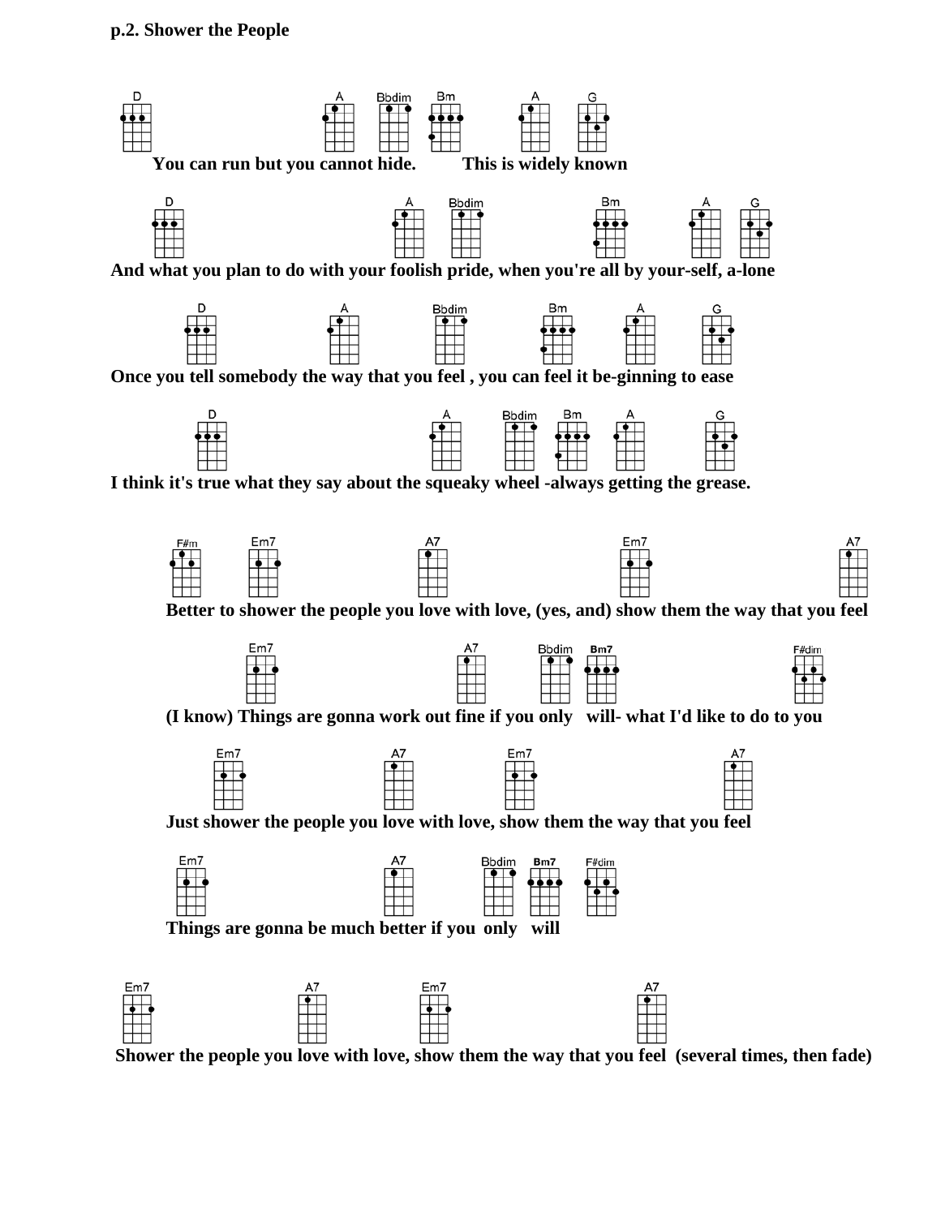**p.2. Shower the People**

D A Bbdim Bm A G
You can run but you cannot hide. This is widely known

D A Bbdim Bm A G
And what you plan to do with your foolish pride, when you're all by your-self, a-lone

D A Bbdim Bm A G
Once you tell somebody the way that you feel , you can feel it be-ginning to ease

D A Bbdim Bm A G
I think it's true what they say about the squeaky wheel -always getting the grease.

F#m Em7 A7 Em7 A7
Better to shower the people you love with love, (yes, and) show them the way that you feel

Em7 A7 Bbdim Bm7 F#dim
(I know) Things are gonna work out fine if you only will- what I'd like to do to you

Em7 A7 Em7 A7
Just shower the people you love with love, show them the way that you feel

Em7 A7 Bbdim Bm7 F#dim
Things are gonna be much better if you only will

Em7 A7 Em7 A7
Shower the people you love with love, show them the way that you feel (several times, then fade)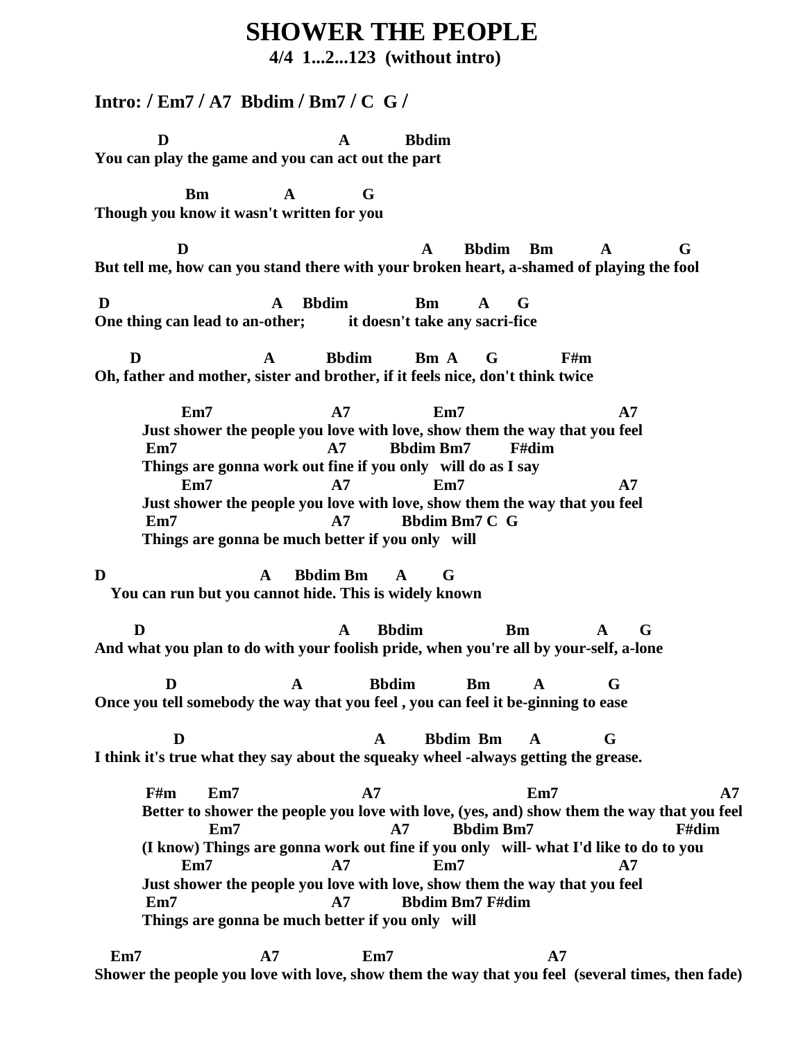# SHOWER THE PEOPLE

**4/4 1...2...123 (without intro)**

**Intro: / Em7 / A7 Bbdim / Bm7 / C G /**

```
        D                              A          Bbdim
You can play the game and you can act out the part

             Bm             A          G
Though you know it wasn't written for you

           D                                       A      Bbdim    Bm        A          G
But tell me, how can you stand there with your broken heart, a-shamed of playing the fool

 D                            A    Bbdim            Bm       A     G
One thing can lead to an-other;        it doesn't take any sacri-fice

     D                    A         Bbdim        Bm  A     G           F#m
Oh, father and mother, sister and brother, if it feels nice, don't think twice

            Em7                    A7              Em7                              A7
        Just shower the people you love with love, show them the way that you feel
         Em7                         A7        Bbdim Bm7        F#dim
        Things are gonna work out fine if you only   will do as I say
            Em7                    A7              Em7                              A7
        Just shower the people you love with love, show them the way that you feel
         Em7                         A7          Bbdim Bm7 C  G
        Things are gonna be much better if you only   will

D                           A     Bbdim Bm      A      G
   You can run but you cannot hide. This is widely known

      D                                A      Bbdim              Bm            A      G
And what you plan to do with your foolish pride, when you're all by your-self, a-lone

          D                    A           Bbdim         Bm        A           G
Once you tell somebody the way that you feel , you can feel it be-ginning to ease

           D                                 A       Bbdim  Bm      A           G
I think it's true what they say about the squeaky wheel -always getting the grease.

         F#m      Em7                    A7                        Em7                                  A7
        Better to shower the people you love with love, (yes, and) show them the way that you feel
                Em7                         A7        Bbdim Bm7                           F#dim
        (I know) Things are gonna work out fine if you only   will- what I'd like to do to you
            Em7                    A7              Em7                              A7
        Just shower the people you love with love, show them the way that you feel
         Em7                         A7          Bbdim Bm7 F#dim
        Things are gonna be much better if you only   will

   Em7                  A7              Em7                            A7
Shower the people you love with love, show them the way that you feel  (several times, then fade)
```